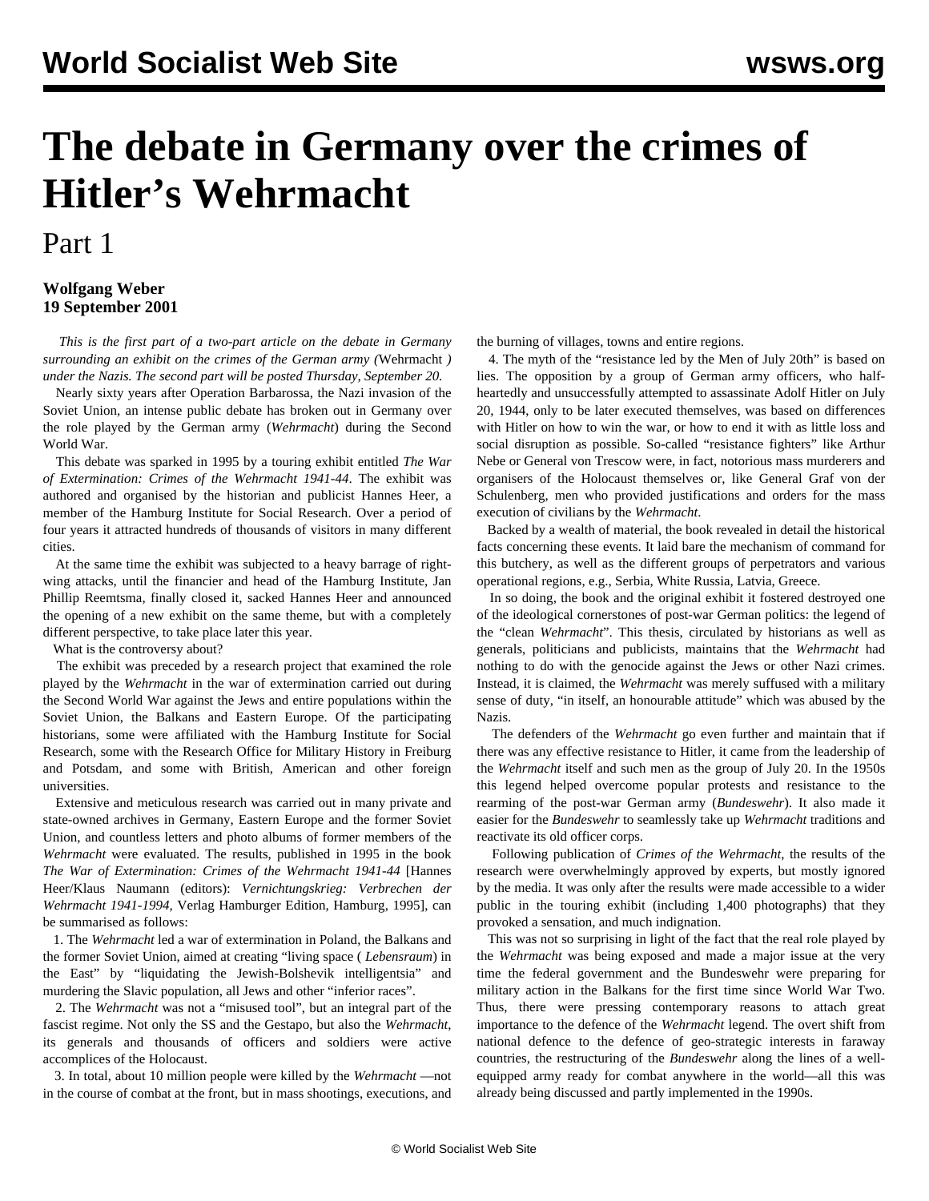# The debate in Germany over the crimes of Hitler's Wehrmacht

Part 1

**Wolfgang Weber**
**19 September 2001**

*This is the first part of a two-part article on the debate in Germany surrounding an exhibit on the crimes of the German army (*Wehrmacht*) under the Nazis. The second part will be posted Thursday, September 20.*

Nearly sixty years after Operation Barbarossa, the Nazi invasion of the Soviet Union, an intense public debate has broken out in Germany over the role played by the German army (*Wehrmacht*) during the Second World War.

This debate was sparked in 1995 by a touring exhibit entitled *The War of Extermination: Crimes of the Wehrmacht 1941-44*. The exhibit was authored and organised by the historian and publicist Hannes Heer, a member of the Hamburg Institute for Social Research. Over a period of four years it attracted hundreds of thousands of visitors in many different cities.

At the same time the exhibit was subjected to a heavy barrage of right-wing attacks, until the financier and head of the Hamburg Institute, Jan Phillip Reemtsma, finally closed it, sacked Hannes Heer and announced the opening of a new exhibit on the same theme, but with a completely different perspective, to take place later this year.

What is the controversy about?

The exhibit was preceded by a research project that examined the role played by the *Wehrmacht* in the war of extermination carried out during the Second World War against the Jews and entire populations within the Soviet Union, the Balkans and Eastern Europe. Of the participating historians, some were affiliated with the Hamburg Institute for Social Research, some with the Research Office for Military History in Freiburg and Potsdam, and some with British, American and other foreign universities.

Extensive and meticulous research was carried out in many private and state-owned archives in Germany, Eastern Europe and the former Soviet Union, and countless letters and photo albums of former members of the *Wehrmacht* were evaluated. The results, published in 1995 in the book *The War of Extermination: Crimes of the Wehrmacht 1941-44* [Hannes Heer/Klaus Naumann (editors): *Vernichtungskrieg: Verbrechen der Wehrmacht 1941-1994,* Verlag Hamburger Edition, Hamburg, 1995], can be summarised as follows:

1. The *Wehrmacht* led a war of extermination in Poland, the Balkans and the former Soviet Union, aimed at creating "living space (*Lebensraum*) in the East" by "liquidating the Jewish-Bolshevik intelligentsia" and murdering the Slavic population, all Jews and other "inferior races".

2. The *Wehrmacht* was not a "misused tool", but an integral part of the fascist regime. Not only the SS and the Gestapo, but also the *Wehrmacht*, its generals and thousands of officers and soldiers were active accomplices of the Holocaust.

3. In total, about 10 million people were killed by the *Wehrmacht* —not in the course of combat at the front, but in mass shootings, executions, and the burning of villages, towns and entire regions.

4. The myth of the "resistance led by the Men of July 20th" is based on lies. The opposition by a group of German army officers, who half-heartedly and unsuccessfully attempted to assassinate Adolf Hitler on July 20, 1944, only to be later executed themselves, was based on differences with Hitler on how to win the war, or how to end it with as little loss and social disruption as possible. So-called "resistance fighters" like Arthur Nebe or General von Trescow were, in fact, notorious mass murderers and organisers of the Holocaust themselves or, like General Graf von der Schulenberg, men who provided justifications and orders for the mass execution of civilians by the *Wehrmacht.*

Backed by a wealth of material, the book revealed in detail the historical facts concerning these events. It laid bare the mechanism of command for this butchery, as well as the different groups of perpetrators and various operational regions, e.g., Serbia, White Russia, Latvia, Greece.

In so doing, the book and the original exhibit it fostered destroyed one of the ideological cornerstones of post-war German politics: the legend of the "clean *Wehrmacht*". This thesis, circulated by historians as well as generals, politicians and publicists, maintains that the *Wehrmacht* had nothing to do with the genocide against the Jews or other Nazi crimes. Instead, it is claimed, the *Wehrmacht* was merely suffused with a military sense of duty, "in itself, an honourable attitude" which was abused by the Nazis.

The defenders of the *Wehrmacht* go even further and maintain that if there was any effective resistance to Hitler, it came from the leadership of the *Wehrmacht* itself and such men as the group of July 20. In the 1950s this legend helped overcome popular protests and resistance to the rearming of the post-war German army (*Bundeswehr*). It also made it easier for the *Bundeswehr* to seamlessly take up *Wehrmacht* traditions and reactivate its old officer corps.

Following publication of *Crimes of the Wehrmacht*, the results of the research were overwhelmingly approved by experts, but mostly ignored by the media. It was only after the results were made accessible to a wider public in the touring exhibit (including 1,400 photographs) that they provoked a sensation, and much indignation.

This was not so surprising in light of the fact that the real role played by the *Wehrmacht* was being exposed and made a major issue at the very time the federal government and the Bundeswehr were preparing for military action in the Balkans for the first time since World War Two. Thus, there were pressing contemporary reasons to attach great importance to the defence of the *Wehrmacht* legend. The overt shift from national defence to the defence of geo-strategic interests in faraway countries, the restructuring of the *Bundeswehr* along the lines of a well-equipped army ready for combat anywhere in the world—all this was already being discussed and partly implemented in the 1990s.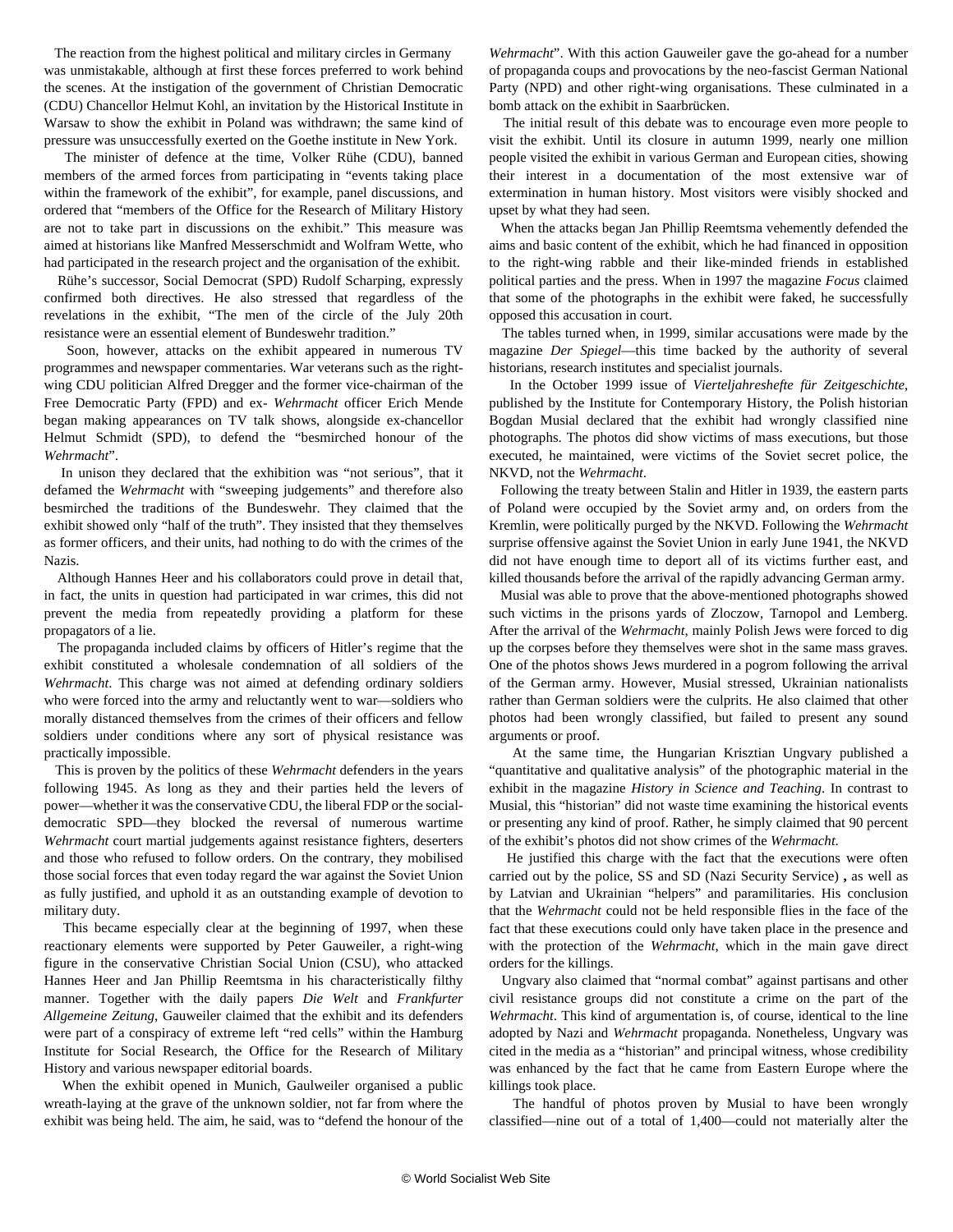The reaction from the highest political and military circles in Germany was unmistakable, although at first these forces preferred to work behind the scenes. At the instigation of the government of Christian Democratic (CDU) Chancellor Helmut Kohl, an invitation by the Historical Institute in Warsaw to show the exhibit in Poland was withdrawn; the same kind of pressure was unsuccessfully exerted on the Goethe institute in New York.

The minister of defence at the time, Volker Rühe (CDU), banned members of the armed forces from participating in "events taking place within the framework of the exhibit", for example, panel discussions, and ordered that "members of the Office for the Research of Military History are not to take part in discussions on the exhibit." This measure was aimed at historians like Manfred Messerschmidt and Wolfram Wette, who had participated in the research project and the organisation of the exhibit.

Rühe's successor, Social Democrat (SPD) Rudolf Scharping, expressly confirmed both directives. He also stressed that regardless of the revelations in the exhibit, "The men of the circle of the July 20th resistance were an essential element of Bundeswehr tradition."

Soon, however, attacks on the exhibit appeared in numerous TV programmes and newspaper commentaries. War veterans such as the right-wing CDU politician Alfred Dregger and the former vice-chairman of the Free Democratic Party (FPD) and ex- *Wehrmacht* officer Erich Mende began making appearances on TV talk shows, alongside ex-chancellor Helmut Schmidt (SPD), to defend the "besmirched honour of the *Wehrmacht*".

In unison they declared that the exhibition was "not serious", that it defamed the *Wehrmacht* with "sweeping judgements" and therefore also besmirched the traditions of the Bundeswehr. They claimed that the exhibit showed only "half of the truth". They insisted that they themselves as former officers, and their units, had nothing to do with the crimes of the Nazis.

Although Hannes Heer and his collaborators could prove in detail that, in fact, the units in question had participated in war crimes, this did not prevent the media from repeatedly providing a platform for these propagators of a lie.

The propaganda included claims by officers of Hitler's regime that the exhibit constituted a wholesale condemnation of all soldiers of the *Wehrmacht*. This charge was not aimed at defending ordinary soldiers who were forced into the army and reluctantly went to war—soldiers who morally distanced themselves from the crimes of their officers and fellow soldiers under conditions where any sort of physical resistance was practically impossible.

This is proven by the politics of these *Wehrmacht* defenders in the years following 1945. As long as they and their parties held the levers of power—whether it was the conservative CDU, the liberal FDP or the social-democratic SPD—they blocked the reversal of numerous wartime *Wehrmacht* court martial judgements against resistance fighters, deserters and those who refused to follow orders. On the contrary, they mobilised those social forces that even today regard the war against the Soviet Union as fully justified, and uphold it as an outstanding example of devotion to military duty.

This became especially clear at the beginning of 1997, when these reactionary elements were supported by Peter Gauweiler, a right-wing figure in the conservative Christian Social Union (CSU), who attacked Hannes Heer and Jan Phillip Reemtsma in his characteristically filthy manner. Together with the daily papers *Die Welt* and *Frankfurter Allgemeine Zeitung*, Gauweiler claimed that the exhibit and its defenders were part of a conspiracy of extreme left "red cells" within the Hamburg Institute for Social Research, the Office for the Research of Military History and various newspaper editorial boards.

When the exhibit opened in Munich, Gaulweiler organised a public wreath-laying at the grave of the unknown soldier, not far from where the exhibit was being held. The aim, he said, was to "defend the honour of the *Wehrmacht*". With this action Gauweiler gave the go-ahead for a number of propaganda coups and provocations by the neo-fascist German National Party (NPD) and other right-wing organisations. These culminated in a bomb attack on the exhibit in Saarbrücken.

The initial result of this debate was to encourage even more people to visit the exhibit. Until its closure in autumn 1999, nearly one million people visited the exhibit in various German and European cities, showing their interest in a documentation of the most extensive war of extermination in human history. Most visitors were visibly shocked and upset by what they had seen.

When the attacks began Jan Phillip Reemtsma vehemently defended the aims and basic content of the exhibit, which he had financed in opposition to the right-wing rabble and their like-minded friends in established political parties and the press. When in 1997 the magazine *Focus* claimed that some of the photographs in the exhibit were faked, he successfully opposed this accusation in court.

The tables turned when, in 1999, similar accusations were made by the magazine *Der Spiegel*—this time backed by the authority of several historians, research institutes and specialist journals.

In the October 1999 issue of *Vierteljahreshefte für Zeitgeschichte*, published by the Institute for Contemporary History, the Polish historian Bogdan Musial declared that the exhibit had wrongly classified nine photographs. The photos did show victims of mass executions, but those executed, he maintained, were victims of the Soviet secret police, the NKVD, not the *Wehrmacht*.

Following the treaty between Stalin and Hitler in 1939, the eastern parts of Poland were occupied by the Soviet army and, on orders from the Kremlin, were politically purged by the NKVD. Following the *Wehrmacht* surprise offensive against the Soviet Union in early June 1941, the NKVD did not have enough time to deport all of its victims further east, and killed thousands before the arrival of the rapidly advancing German army.

Musial was able to prove that the above-mentioned photographs showed such victims in the prisons yards of Zloczow, Tarnopol and Lemberg. After the arrival of the *Wehrmacht*, mainly Polish Jews were forced to dig up the corpses before they themselves were shot in the same mass graves. One of the photos shows Jews murdered in a pogrom following the arrival of the German army. However, Musial stressed, Ukrainian nationalists rather than German soldiers were the culprits. He also claimed that other photos had been wrongly classified, but failed to present any sound arguments or proof.

At the same time, the Hungarian Krisztian Ungvary published a "quantitative and qualitative analysis" of the photographic material in the exhibit in the magazine *History in Science and Teaching*. In contrast to Musial, this "historian" did not waste time examining the historical events or presenting any kind of proof. Rather, he simply claimed that 90 percent of the exhibit's photos did not show crimes of the *Wehrmacht*.

He justified this charge with the fact that the executions were often carried out by the police, SS and SD (Nazi Security Service) **,** as well as by Latvian and Ukrainian "helpers" and paramilitaries. His conclusion that the *Wehrmacht* could not be held responsible flies in the face of the fact that these executions could only have taken place in the presence and with the protection of the *Wehrmacht*, which in the main gave direct orders for the killings.

Ungvary also claimed that "normal combat" against partisans and other civil resistance groups did not constitute a crime on the part of the *Wehrmacht*. This kind of argumentation is, of course, identical to the line adopted by Nazi and *Wehrmacht* propaganda. Nonetheless, Ungvary was cited in the media as a "historian" and principal witness, whose credibility was enhanced by the fact that he came from Eastern Europe where the killings took place.

The handful of photos proven by Musial to have been wrongly classified—nine out of a total of 1,400—could not materially alter the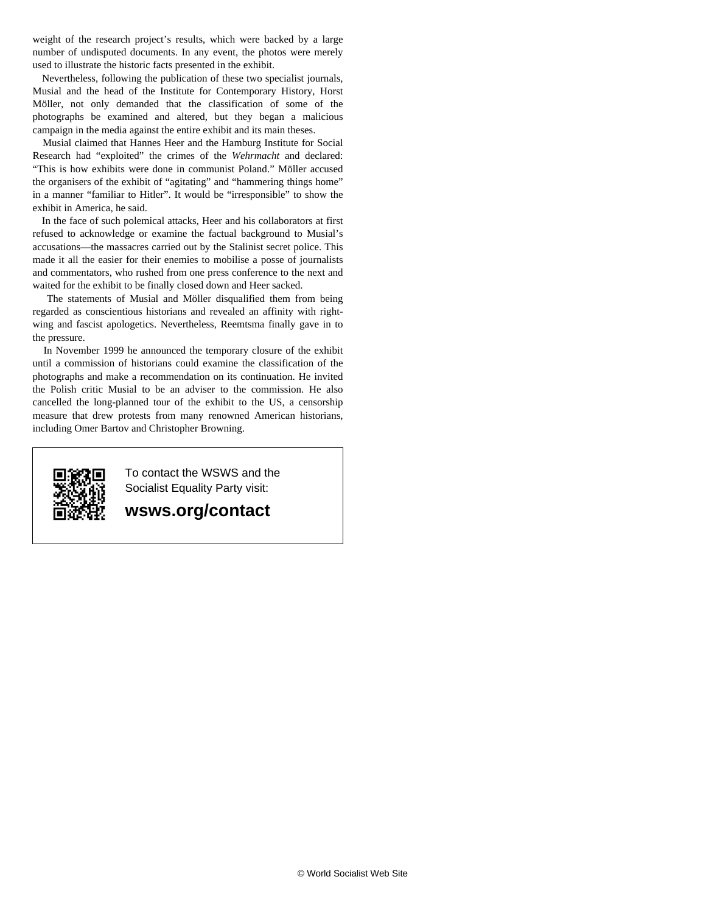weight of the research project's results, which were backed by a large number of undisputed documents. In any event, the photos were merely used to illustrate the historic facts presented in the exhibit.

Nevertheless, following the publication of these two specialist journals, Musial and the head of the Institute for Contemporary History, Horst Möller, not only demanded that the classification of some of the photographs be examined and altered, but they began a malicious campaign in the media against the entire exhibit and its main theses.

Musial claimed that Hannes Heer and the Hamburg Institute for Social Research had "exploited" the crimes of the *Wehrmacht* and declared: "This is how exhibits were done in communist Poland." Möller accused the organisers of the exhibit of "agitating" and "hammering things home" in a manner "familiar to Hitler". It would be "irresponsible" to show the exhibit in America, he said.

In the face of such polemical attacks, Heer and his collaborators at first refused to acknowledge or examine the factual background to Musial's accusations—the massacres carried out by the Stalinist secret police. This made it all the easier for their enemies to mobilise a posse of journalists and commentators, who rushed from one press conference to the next and waited for the exhibit to be finally closed down and Heer sacked.

The statements of Musial and Möller disqualified them from being regarded as conscientious historians and revealed an affinity with right-wing and fascist apologetics. Nevertheless, Reemtsma finally gave in to the pressure.

In November 1999 he announced the temporary closure of the exhibit until a commission of historians could examine the classification of the photographs and make a recommendation on its continuation. He invited the Polish critic Musial to be an adviser to the commission. He also cancelled the long-planned tour of the exhibit to the US, a censorship measure that drew protests from many renowned American historians, including Omer Bartov and Christopher Browning.

To contact the WSWS and the Socialist Equality Party visit:

**wsws.org/contact**